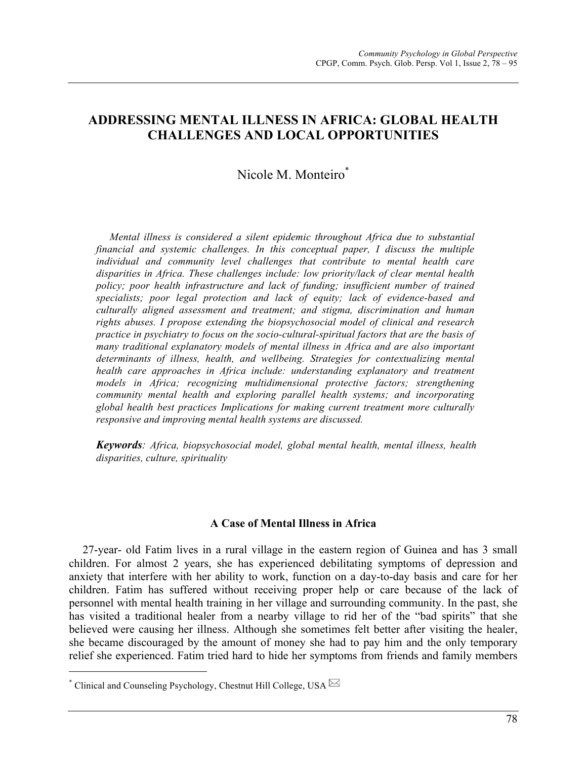# ADDRESSING MENTAL ILLNESS IN AFRICA: GLOBAL HEALTH CHALLENGES AND LOCAL OPPORTUNITIES

Nicole M. Monteiro*

*Mental illness is considered a silent epidemic throughout Africa due to substantial financial and systemic challenges. In this conceptual paper, I discuss the multiple individual and community level challenges that contribute to mental health care disparities in Africa. These challenges include: low priority/lack of clear mental health policy; poor health infrastructure and lack of funding; insufficient number of trained specialists; poor legal protection and lack of equity; lack of evidence-based and culturally aligned assessment and treatment; and stigma, discrimination and human rights abuses. I propose extending the biopsychosocial model of clinical and research practice in psychiatry to focus on the socio-cultural-spiritual factors that are the basis of many traditional explanatory models of mental illness in Africa and are also important determinants of illness, health, and wellbeing. Strategies for contextualizing mental health care approaches in Africa include: understanding explanatory and treatment models in Africa; recognizing multidimensional protective factors; strengthening community mental health and exploring parallel health systems; and incorporating global health best practices Implications for making current treatment more culturally responsive and improving mental health systems are discussed.*

***Keywords****: Africa, biopsychosocial model, global mental health, mental illness, health disparities, culture, spirituality*

## A Case of Mental Illness in Africa

27-year- old Fatim lives in a rural village in the eastern region of Guinea and has 3 small children. For almost 2 years, she has experienced debilitating symptoms of depression and anxiety that interfere with her ability to work, function on a day-to-day basis and care for her children. Fatim has suffered without receiving proper help or care because of the lack of personnel with mental health training in her village and surrounding community. In the past, she has visited a traditional healer from a nearby village to rid her of the "bad spirits" that she believed were causing her illness. Although she sometimes felt better after visiting the healer, she became discouraged by the amount of money she had to pay him and the only temporary relief she experienced. Fatim tried hard to hide her symptoms from friends and family members

---

* Clinical and Counseling Psychology, Chestnut Hill College, USA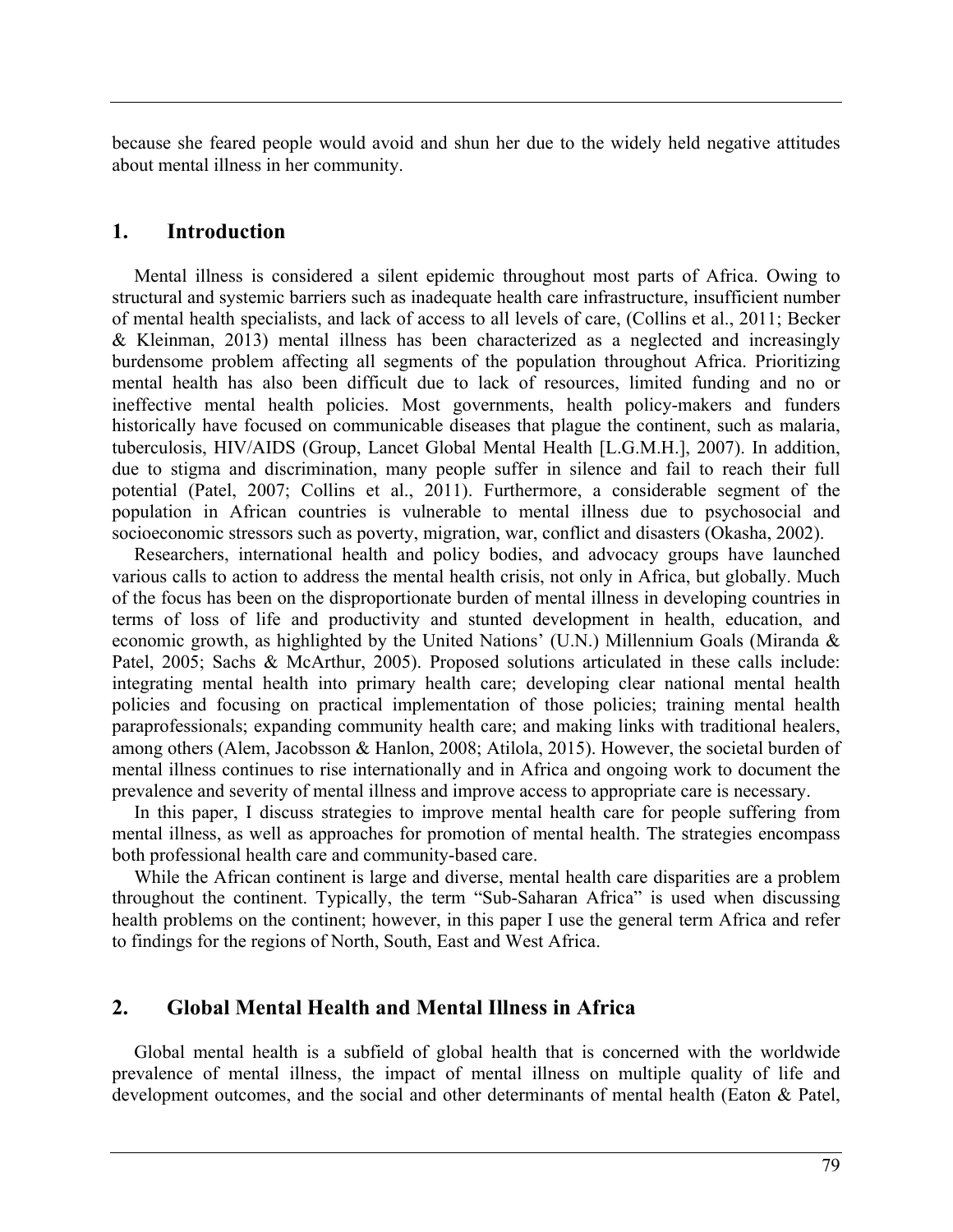because she feared people would avoid and shun her due to the widely held negative attitudes about mental illness in her community.

## 1. Introduction

Mental illness is considered a silent epidemic throughout most parts of Africa. Owing to structural and systemic barriers such as inadequate health care infrastructure, insufficient number of mental health specialists, and lack of access to all levels of care, (Collins et al., 2011; Becker & Kleinman, 2013) mental illness has been characterized as a neglected and increasingly burdensome problem affecting all segments of the population throughout Africa. Prioritizing mental health has also been difficult due to lack of resources, limited funding and no or ineffective mental health policies. Most governments, health policy-makers and funders historically have focused on communicable diseases that plague the continent, such as malaria, tuberculosis, HIV/AIDS (Group, Lancet Global Mental Health [L.G.M.H.], 2007). In addition, due to stigma and discrimination, many people suffer in silence and fail to reach their full potential (Patel, 2007; Collins et al., 2011). Furthermore, a considerable segment of the population in African countries is vulnerable to mental illness due to psychosocial and socioeconomic stressors such as poverty, migration, war, conflict and disasters (Okasha, 2002).

Researchers, international health and policy bodies, and advocacy groups have launched various calls to action to address the mental health crisis, not only in Africa, but globally. Much of the focus has been on the disproportionate burden of mental illness in developing countries in terms of loss of life and productivity and stunted development in health, education, and economic growth, as highlighted by the United Nations' (U.N.) Millennium Goals (Miranda & Patel, 2005; Sachs & McArthur, 2005). Proposed solutions articulated in these calls include: integrating mental health into primary health care; developing clear national mental health policies and focusing on practical implementation of those policies; training mental health paraprofessionals; expanding community health care; and making links with traditional healers, among others (Alem, Jacobsson & Hanlon, 2008; Atilola, 2015). However, the societal burden of mental illness continues to rise internationally and in Africa and ongoing work to document the prevalence and severity of mental illness and improve access to appropriate care is necessary.

In this paper, I discuss strategies to improve mental health care for people suffering from mental illness, as well as approaches for promotion of mental health. The strategies encompass both professional health care and community-based care.

While the African continent is large and diverse, mental health care disparities are a problem throughout the continent. Typically, the term "Sub-Saharan Africa" is used when discussing health problems on the continent; however, in this paper I use the general term Africa and refer to findings for the regions of North, South, East and West Africa.

## 2. Global Mental Health and Mental Illness in Africa

Global mental health is a subfield of global health that is concerned with the worldwide prevalence of mental illness, the impact of mental illness on multiple quality of life and development outcomes, and the social and other determinants of mental health (Eaton & Patel,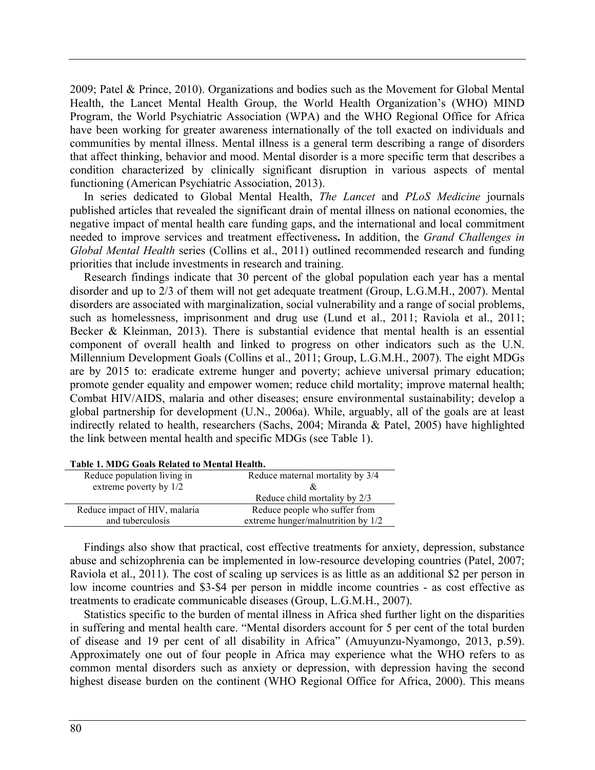2009; Patel & Prince, 2010). Organizations and bodies such as the Movement for Global Mental Health, the Lancet Mental Health Group, the World Health Organization's (WHO) MIND Program, the World Psychiatric Association (WPA) and the WHO Regional Office for Africa have been working for greater awareness internationally of the toll exacted on individuals and communities by mental illness. Mental illness is a general term describing a range of disorders that affect thinking, behavior and mood. Mental disorder is a more specific term that describes a condition characterized by clinically significant disruption in various aspects of mental functioning (American Psychiatric Association, 2013).

In series dedicated to Global Mental Health, *The Lancet* and *PLoS Medicine* journals published articles that revealed the significant drain of mental illness on national economies, the negative impact of mental health care funding gaps, and the international and local commitment needed to improve services and treatment effectiveness**.** In addition, the *Grand Challenges in Global Mental Health* series (Collins et al., 2011) outlined recommended research and funding priorities that include investments in research and training.

Research findings indicate that 30 percent of the global population each year has a mental disorder and up to 2/3 of them will not get adequate treatment (Group, L.G.M.H., 2007). Mental disorders are associated with marginalization, social vulnerability and a range of social problems, such as homelessness, imprisonment and drug use (Lund et al., 2011; Raviola et al., 2011; Becker & Kleinman, 2013). There is substantial evidence that mental health is an essential component of overall health and linked to progress on other indicators such as the U.N. Millennium Development Goals (Collins et al., 2011; Group, L.G.M.H., 2007). The eight MDGs are by 2015 to: eradicate extreme hunger and poverty; achieve universal primary education; promote gender equality and empower women; reduce child mortality; improve maternal health; Combat HIV/AIDS, malaria and other diseases; ensure environmental sustainability; develop a global partnership for development (U.N., 2006a). While, arguably, all of the goals are at least indirectly related to health, researchers (Sachs, 2004; Miranda & Patel, 2005) have highlighted the link between mental health and specific MDGs (see Table 1).

**Table 1. MDG Goals Related to Mental Health.**

| | |
|---|---|
| Reduce population living in extreme poverty by 1/2 | Reduce maternal mortality by 3/4 & Reduce child mortality by 2/3 |
| Reduce impact of HIV, malaria and tuberculosis | Reduce people who suffer from extreme hunger/malnutrition by 1/2 |

Findings also show that practical, cost effective treatments for anxiety, depression, substance abuse and schizophrenia can be implemented in low-resource developing countries (Patel, 2007; Raviola et al., 2011). The cost of scaling up services is as little as an additional \$2 per person in low income countries and \$3-\$4 per person in middle income countries - as cost effective as treatments to eradicate communicable diseases (Group, L.G.M.H., 2007).

Statistics specific to the burden of mental illness in Africa shed further light on the disparities in suffering and mental health care. "Mental disorders account for 5 per cent of the total burden of disease and 19 per cent of all disability in Africa" (Amuyunzu-Nyamongo, 2013, p.59). Approximately one out of four people in Africa may experience what the WHO refers to as common mental disorders such as anxiety or depression, with depression having the second highest disease burden on the continent (WHO Regional Office for Africa, 2000). This means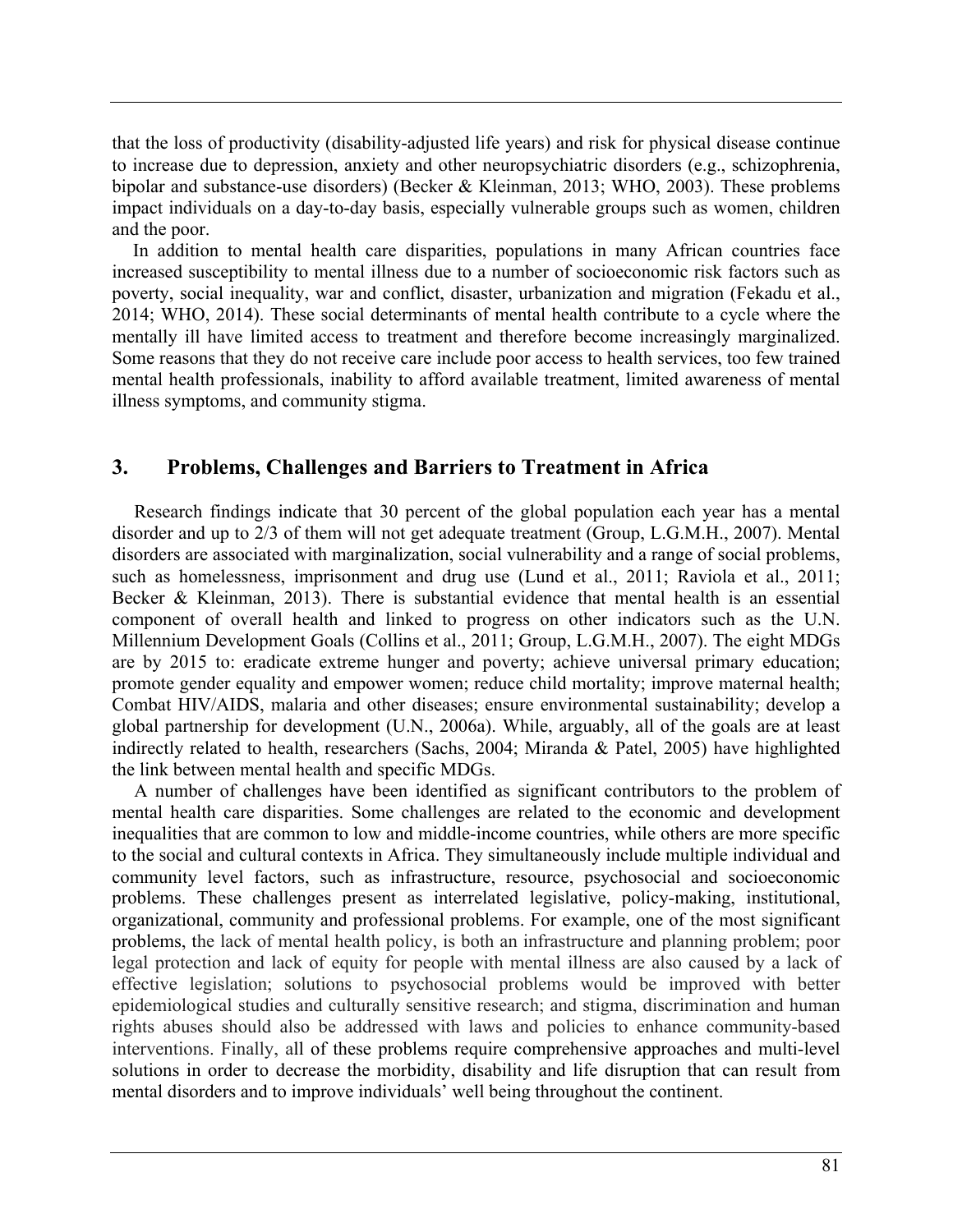that the loss of productivity (disability-adjusted life years) and risk for physical disease continue to increase due to depression, anxiety and other neuropsychiatric disorders (e.g., schizophrenia, bipolar and substance-use disorders) (Becker & Kleinman, 2013; WHO, 2003). These problems impact individuals on a day-to-day basis, especially vulnerable groups such as women, children and the poor.

In addition to mental health care disparities, populations in many African countries face increased susceptibility to mental illness due to a number of socioeconomic risk factors such as poverty, social inequality, war and conflict, disaster, urbanization and migration (Fekadu et al., 2014; WHO, 2014). These social determinants of mental health contribute to a cycle where the mentally ill have limited access to treatment and therefore become increasingly marginalized. Some reasons that they do not receive care include poor access to health services, too few trained mental health professionals, inability to afford available treatment, limited awareness of mental illness symptoms, and community stigma.

## 3. Problems, Challenges and Barriers to Treatment in Africa

Research findings indicate that 30 percent of the global population each year has a mental disorder and up to 2/3 of them will not get adequate treatment (Group, L.G.M.H., 2007). Mental disorders are associated with marginalization, social vulnerability and a range of social problems, such as homelessness, imprisonment and drug use (Lund et al., 2011; Raviola et al., 2011; Becker & Kleinman, 2013). There is substantial evidence that mental health is an essential component of overall health and linked to progress on other indicators such as the U.N. Millennium Development Goals (Collins et al., 2011; Group, L.G.M.H., 2007). The eight MDGs are by 2015 to: eradicate extreme hunger and poverty; achieve universal primary education; promote gender equality and empower women; reduce child mortality; improve maternal health; Combat HIV/AIDS, malaria and other diseases; ensure environmental sustainability; develop a global partnership for development (U.N., 2006a). While, arguably, all of the goals are at least indirectly related to health, researchers (Sachs, 2004; Miranda & Patel, 2005) have highlighted the link between mental health and specific MDGs.

A number of challenges have been identified as significant contributors to the problem of mental health care disparities. Some challenges are related to the economic and development inequalities that are common to low and middle-income countries, while others are more specific to the social and cultural contexts in Africa. They simultaneously include multiple individual and community level factors, such as infrastructure, resource, psychosocial and socioeconomic problems. These challenges present as interrelated legislative, policy-making, institutional, organizational, community and professional problems. For example, one of the most significant problems, the lack of mental health policy, is both an infrastructure and planning problem; poor legal protection and lack of equity for people with mental illness are also caused by a lack of effective legislation; solutions to psychosocial problems would be improved with better epidemiological studies and culturally sensitive research; and stigma, discrimination and human rights abuses should also be addressed with laws and policies to enhance community-based interventions. Finally, all of these problems require comprehensive approaches and multi-level solutions in order to decrease the morbidity, disability and life disruption that can result from mental disorders and to improve individuals' well being throughout the continent.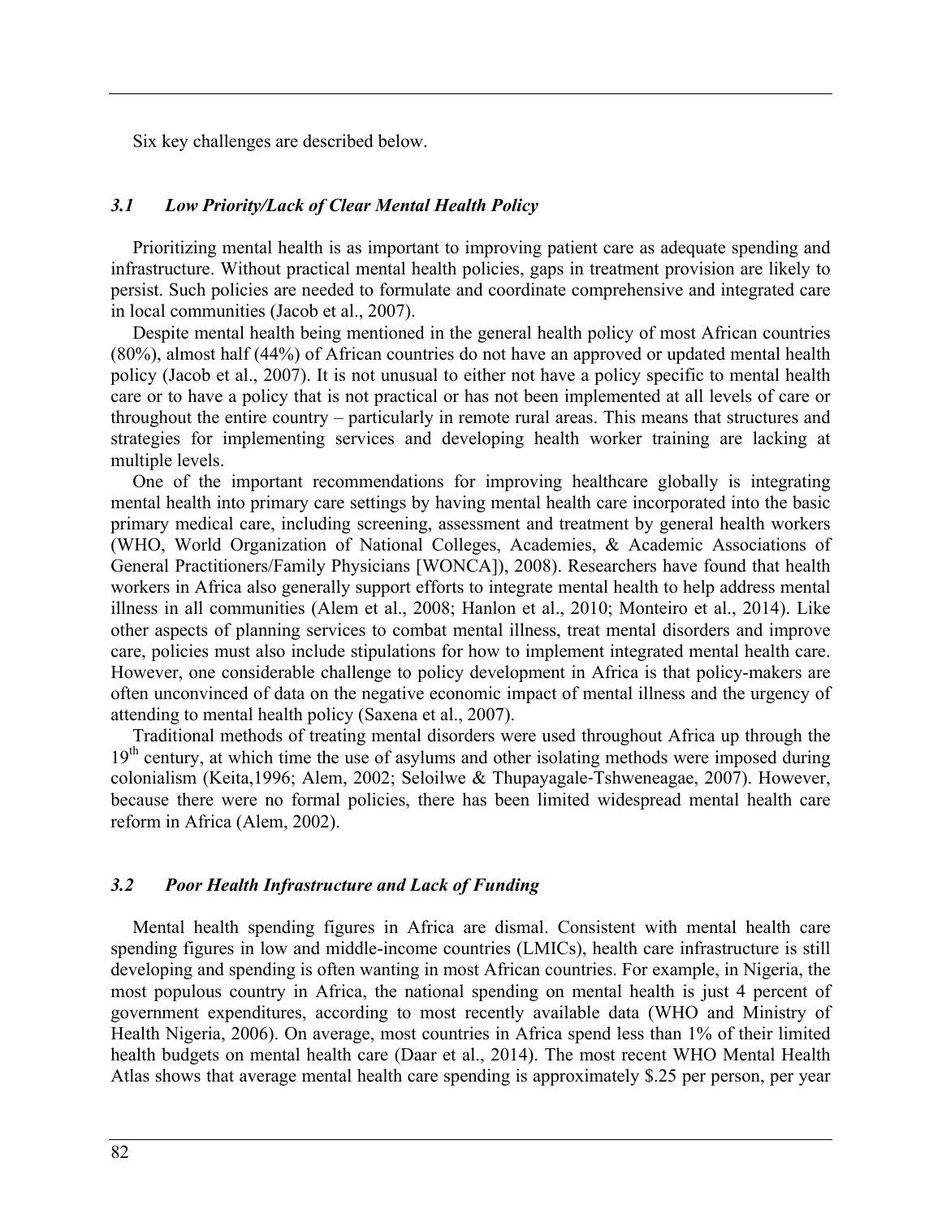Six key challenges are described below.

### *3.1 Low Priority/Lack of Clear Mental Health Policy*

Prioritizing mental health is as important to improving patient care as adequate spending and infrastructure. Without practical mental health policies, gaps in treatment provision are likely to persist. Such policies are needed to formulate and coordinate comprehensive and integrated care in local communities (Jacob et al., 2007).

Despite mental health being mentioned in the general health policy of most African countries (80%), almost half (44%) of African countries do not have an approved or updated mental health policy (Jacob et al., 2007). It is not unusual to either not have a policy specific to mental health care or to have a policy that is not practical or has not been implemented at all levels of care or throughout the entire country – particularly in remote rural areas. This means that structures and strategies for implementing services and developing health worker training are lacking at multiple levels.

One of the important recommendations for improving healthcare globally is integrating mental health into primary care settings by having mental health care incorporated into the basic primary medical care, including screening, assessment and treatment by general health workers (WHO, World Organization of National Colleges, Academies, & Academic Associations of General Practitioners/Family Physicians [WONCA]), 2008). Researchers have found that health workers in Africa also generally support efforts to integrate mental health to help address mental illness in all communities (Alem et al., 2008; Hanlon et al., 2010; Monteiro et al., 2014). Like other aspects of planning services to combat mental illness, treat mental disorders and improve care, policies must also include stipulations for how to implement integrated mental health care. However, one considerable challenge to policy development in Africa is that policy-makers are often unconvinced of data on the negative economic impact of mental illness and the urgency of attending to mental health policy (Saxena et al., 2007).

Traditional methods of treating mental disorders were used throughout Africa up through the 19th century, at which time the use of asylums and other isolating methods were imposed during colonialism (Keita,1996; Alem, 2002; Seloilwe & Thupayagale-Tshweneagae, 2007). However, because there were no formal policies, there has been limited widespread mental health care reform in Africa (Alem, 2002).

### *3.2 Poor Health Infrastructure and Lack of Funding*

Mental health spending figures in Africa are dismal. Consistent with mental health care spending figures in low and middle-income countries (LMICs), health care infrastructure is still developing and spending is often wanting in most African countries. For example, in Nigeria, the most populous country in Africa, the national spending on mental health is just 4 percent of government expenditures, according to most recently available data (WHO and Ministry of Health Nigeria, 2006). On average, most countries in Africa spend less than 1% of their limited health budgets on mental health care (Daar et al., 2014). The most recent WHO Mental Health Atlas shows that average mental health care spending is approximately $.25 per person, per year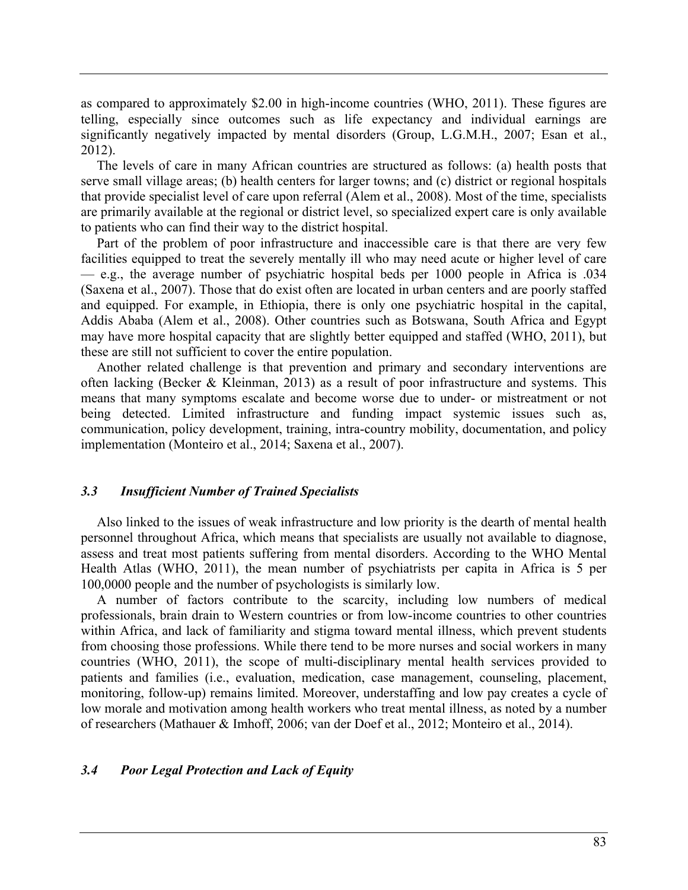as compared to approximately $2.00 in high-income countries (WHO, 2011). These figures are telling, especially since outcomes such as life expectancy and individual earnings are significantly negatively impacted by mental disorders (Group, L.G.M.H., 2007; Esan et al., 2012).

The levels of care in many African countries are structured as follows: (a) health posts that serve small village areas; (b) health centers for larger towns; and (c) district or regional hospitals that provide specialist level of care upon referral (Alem et al., 2008). Most of the time, specialists are primarily available at the regional or district level, so specialized expert care is only available to patients who can find their way to the district hospital.

Part of the problem of poor infrastructure and inaccessible care is that there are very few facilities equipped to treat the severely mentally ill who may need acute or higher level of care — e.g., the average number of psychiatric hospital beds per 1000 people in Africa is .034 (Saxena et al., 2007). Those that do exist often are located in urban centers and are poorly staffed and equipped. For example, in Ethiopia, there is only one psychiatric hospital in the capital, Addis Ababa (Alem et al., 2008). Other countries such as Botswana, South Africa and Egypt may have more hospital capacity that are slightly better equipped and staffed (WHO, 2011), but these are still not sufficient to cover the entire population.

Another related challenge is that prevention and primary and secondary interventions are often lacking (Becker & Kleinman, 2013) as a result of poor infrastructure and systems. This means that many symptoms escalate and become worse due to under- or mistreatment or not being detected. Limited infrastructure and funding impact systemic issues such as, communication, policy development, training, intra-country mobility, documentation, and policy implementation (Monteiro et al., 2014; Saxena et al., 2007).

### *3.3 Insufficient Number of Trained Specialists*

Also linked to the issues of weak infrastructure and low priority is the dearth of mental health personnel throughout Africa, which means that specialists are usually not available to diagnose, assess and treat most patients suffering from mental disorders. According to the WHO Mental Health Atlas (WHO, 2011), the mean number of psychiatrists per capita in Africa is 5 per 100,0000 people and the number of psychologists is similarly low.

A number of factors contribute to the scarcity, including low numbers of medical professionals, brain drain to Western countries or from low-income countries to other countries within Africa, and lack of familiarity and stigma toward mental illness, which prevent students from choosing those professions. While there tend to be more nurses and social workers in many countries (WHO, 2011), the scope of multi-disciplinary mental health services provided to patients and families (i.e., evaluation, medication, case management, counseling, placement, monitoring, follow-up) remains limited. Moreover, understaffing and low pay creates a cycle of low morale and motivation among health workers who treat mental illness, as noted by a number of researchers (Mathauer & Imhoff, 2006; van der Doef et al., 2012; Monteiro et al., 2014).

### *3.4 Poor Legal Protection and Lack of Equity*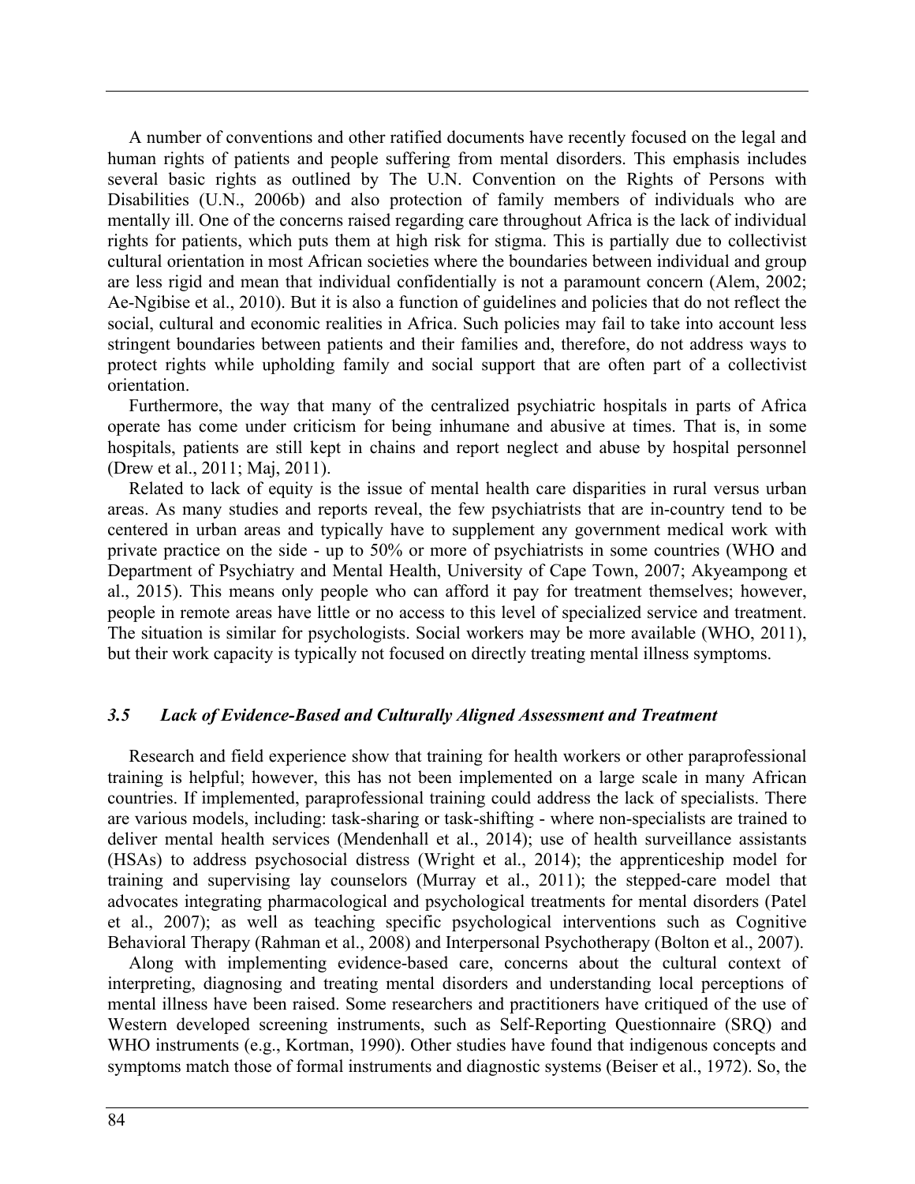A number of conventions and other ratified documents have recently focused on the legal and human rights of patients and people suffering from mental disorders. This emphasis includes several basic rights as outlined by The U.N. Convention on the Rights of Persons with Disabilities (U.N., 2006b) and also protection of family members of individuals who are mentally ill. One of the concerns raised regarding care throughout Africa is the lack of individual rights for patients, which puts them at high risk for stigma. This is partially due to collectivist cultural orientation in most African societies where the boundaries between individual and group are less rigid and mean that individual confidentially is not a paramount concern (Alem, 2002; Ae-Ngibise et al., 2010). But it is also a function of guidelines and policies that do not reflect the social, cultural and economic realities in Africa. Such policies may fail to take into account less stringent boundaries between patients and their families and, therefore, do not address ways to protect rights while upholding family and social support that are often part of a collectivist orientation.

Furthermore, the way that many of the centralized psychiatric hospitals in parts of Africa operate has come under criticism for being inhumane and abusive at times. That is, in some hospitals, patients are still kept in chains and report neglect and abuse by hospital personnel (Drew et al., 2011; Maj, 2011).

Related to lack of equity is the issue of mental health care disparities in rural versus urban areas. As many studies and reports reveal, the few psychiatrists that are in-country tend to be centered in urban areas and typically have to supplement any government medical work with private practice on the side - up to 50% or more of psychiatrists in some countries (WHO and Department of Psychiatry and Mental Health, University of Cape Town, 2007; Akyeampong et al., 2015). This means only people who can afford it pay for treatment themselves; however, people in remote areas have little or no access to this level of specialized service and treatment. The situation is similar for psychologists. Social workers may be more available (WHO, 2011), but their work capacity is typically not focused on directly treating mental illness symptoms.

### *3.5 Lack of Evidence-Based and Culturally Aligned Assessment and Treatment*

Research and field experience show that training for health workers or other paraprofessional training is helpful; however, this has not been implemented on a large scale in many African countries. If implemented, paraprofessional training could address the lack of specialists. There are various models, including: task-sharing or task-shifting - where non-specialists are trained to deliver mental health services (Mendenhall et al., 2014); use of health surveillance assistants (HSAs) to address psychosocial distress (Wright et al., 2014); the apprenticeship model for training and supervising lay counselors (Murray et al., 2011); the stepped-care model that advocates integrating pharmacological and psychological treatments for mental disorders (Patel et al., 2007); as well as teaching specific psychological interventions such as Cognitive Behavioral Therapy (Rahman et al., 2008) and Interpersonal Psychotherapy (Bolton et al., 2007).

Along with implementing evidence-based care, concerns about the cultural context of interpreting, diagnosing and treating mental disorders and understanding local perceptions of mental illness have been raised. Some researchers and practitioners have critiqued of the use of Western developed screening instruments, such as Self-Reporting Questionnaire (SRQ) and WHO instruments (e.g., Kortman, 1990). Other studies have found that indigenous concepts and symptoms match those of formal instruments and diagnostic systems (Beiser et al., 1972). So, the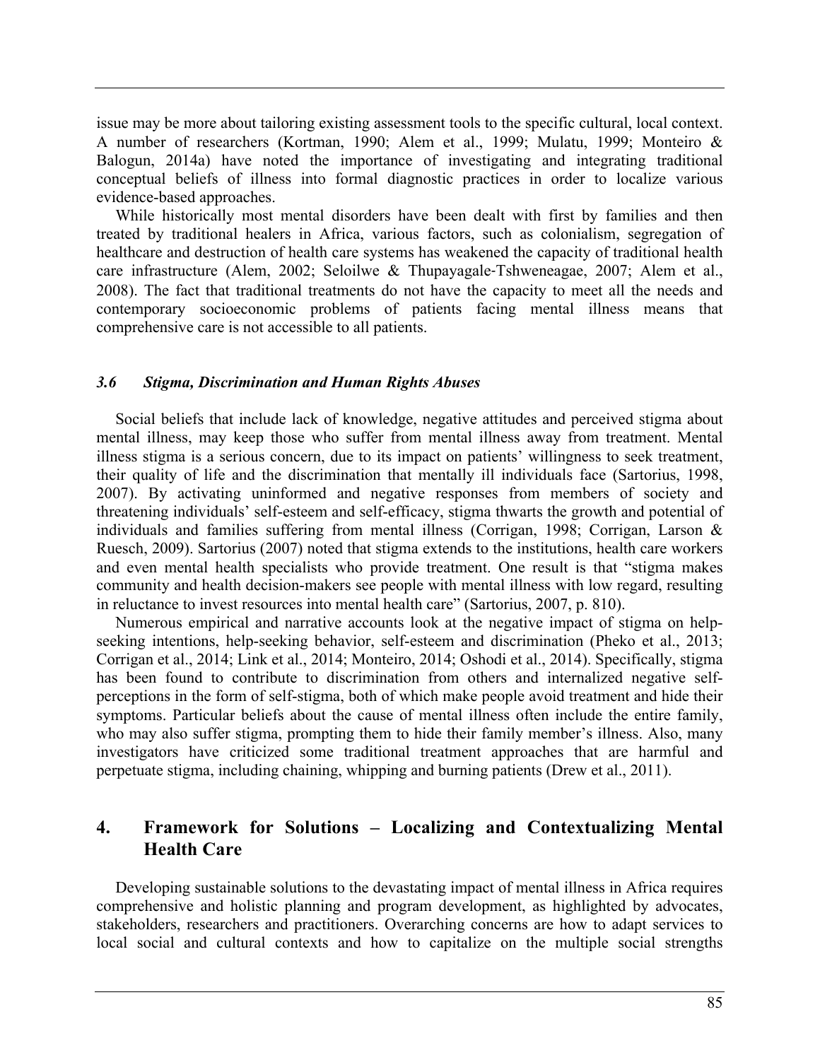issue may be more about tailoring existing assessment tools to the specific cultural, local context. A number of researchers (Kortman, 1990; Alem et al., 1999; Mulatu, 1999; Monteiro & Balogun, 2014a) have noted the importance of investigating and integrating traditional conceptual beliefs of illness into formal diagnostic practices in order to localize various evidence-based approaches.

While historically most mental disorders have been dealt with first by families and then treated by traditional healers in Africa, various factors, such as colonialism, segregation of healthcare and destruction of health care systems has weakened the capacity of traditional health care infrastructure (Alem, 2002; Seloilwe & Thupayagale-Tshweneagae, 2007; Alem et al., 2008). The fact that traditional treatments do not have the capacity to meet all the needs and contemporary socioeconomic problems of patients facing mental illness means that comprehensive care is not accessible to all patients.

### *3.6 Stigma, Discrimination and Human Rights Abuses*

Social beliefs that include lack of knowledge, negative attitudes and perceived stigma about mental illness, may keep those who suffer from mental illness away from treatment. Mental illness stigma is a serious concern, due to its impact on patients' willingness to seek treatment, their quality of life and the discrimination that mentally ill individuals face (Sartorius, 1998, 2007). By activating uninformed and negative responses from members of society and threatening individuals' self-esteem and self-efficacy, stigma thwarts the growth and potential of individuals and families suffering from mental illness (Corrigan, 1998; Corrigan, Larson & Ruesch, 2009). Sartorius (2007) noted that stigma extends to the institutions, health care workers and even mental health specialists who provide treatment. One result is that "stigma makes community and health decision-makers see people with mental illness with low regard, resulting in reluctance to invest resources into mental health care" (Sartorius, 2007, p. 810).

Numerous empirical and narrative accounts look at the negative impact of stigma on help-seeking intentions, help-seeking behavior, self-esteem and discrimination (Pheko et al., 2013; Corrigan et al., 2014; Link et al., 2014; Monteiro, 2014; Oshodi et al., 2014). Specifically, stigma has been found to contribute to discrimination from others and internalized negative self-perceptions in the form of self-stigma, both of which make people avoid treatment and hide their symptoms. Particular beliefs about the cause of mental illness often include the entire family, who may also suffer stigma, prompting them to hide their family member's illness. Also, many investigators have criticized some traditional treatment approaches that are harmful and perpetuate stigma, including chaining, whipping and burning patients (Drew et al., 2011).

## 4. Framework for Solutions – Localizing and Contextualizing Mental Health Care

Developing sustainable solutions to the devastating impact of mental illness in Africa requires comprehensive and holistic planning and program development, as highlighted by advocates, stakeholders, researchers and practitioners. Overarching concerns are how to adapt services to local social and cultural contexts and how to capitalize on the multiple social strengths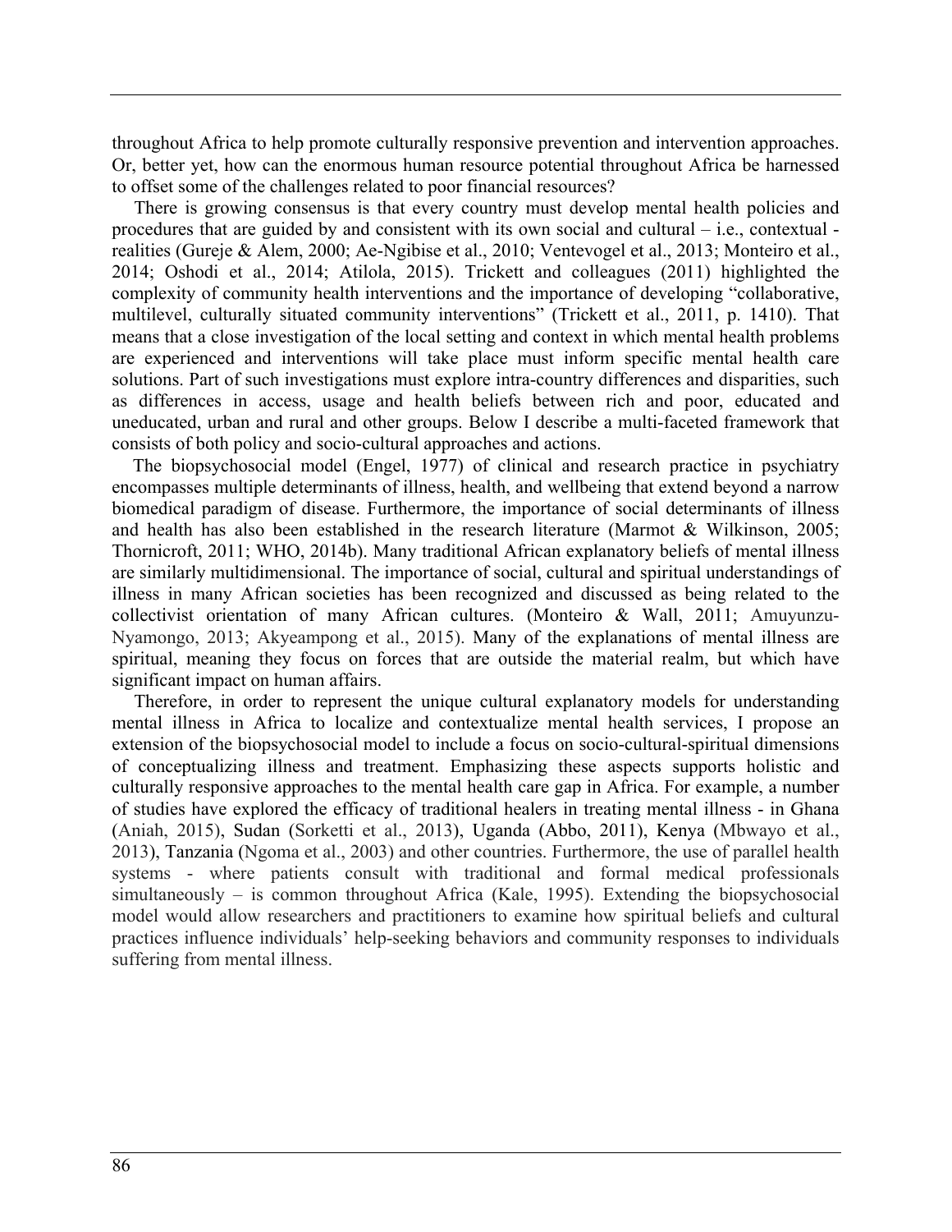throughout Africa to help promote culturally responsive prevention and intervention approaches. Or, better yet, how can the enormous human resource potential throughout Africa be harnessed to offset some of the challenges related to poor financial resources?

There is growing consensus is that every country must develop mental health policies and procedures that are guided by and consistent with its own social and cultural – i.e., contextual - realities (Gureje & Alem, 2000; Ae-Ngibise et al., 2010; Ventevogel et al., 2013; Monteiro et al., 2014; Oshodi et al., 2014; Atilola, 2015). Trickett and colleagues (2011) highlighted the complexity of community health interventions and the importance of developing "collaborative, multilevel, culturally situated community interventions" (Trickett et al., 2011, p. 1410). That means that a close investigation of the local setting and context in which mental health problems are experienced and interventions will take place must inform specific mental health care solutions. Part of such investigations must explore intra-country differences and disparities, such as differences in access, usage and health beliefs between rich and poor, educated and uneducated, urban and rural and other groups. Below I describe a multi-faceted framework that consists of both policy and socio-cultural approaches and actions.

The biopsychosocial model (Engel, 1977) of clinical and research practice in psychiatry encompasses multiple determinants of illness, health, and wellbeing that extend beyond a narrow biomedical paradigm of disease. Furthermore, the importance of social determinants of illness and health has also been established in the research literature (Marmot & Wilkinson, 2005; Thornicroft, 2011; WHO, 2014b). Many traditional African explanatory beliefs of mental illness are similarly multidimensional. The importance of social, cultural and spiritual understandings of illness in many African societies has been recognized and discussed as being related to the collectivist orientation of many African cultures. (Monteiro & Wall, 2011; Amuyunzu-Nyamongo, 2013; Akyeampong et al., 2015). Many of the explanations of mental illness are spiritual, meaning they focus on forces that are outside the material realm, but which have significant impact on human affairs.

Therefore, in order to represent the unique cultural explanatory models for understanding mental illness in Africa to localize and contextualize mental health services, I propose an extension of the biopsychosocial model to include a focus on socio-cultural-spiritual dimensions of conceptualizing illness and treatment. Emphasizing these aspects supports holistic and culturally responsive approaches to the mental health care gap in Africa. For example, a number of studies have explored the efficacy of traditional healers in treating mental illness - in Ghana (Aniah, 2015), Sudan (Sorketti et al., 2013), Uganda (Abbo, 2011), Kenya (Mbwayo et al., 2013), Tanzania (Ngoma et al., 2003) and other countries. Furthermore, the use of parallel health systems - where patients consult with traditional and formal medical professionals simultaneously – is common throughout Africa (Kale, 1995). Extending the biopsychosocial model would allow researchers and practitioners to examine how spiritual beliefs and cultural practices influence individuals' help-seeking behaviors and community responses to individuals suffering from mental illness.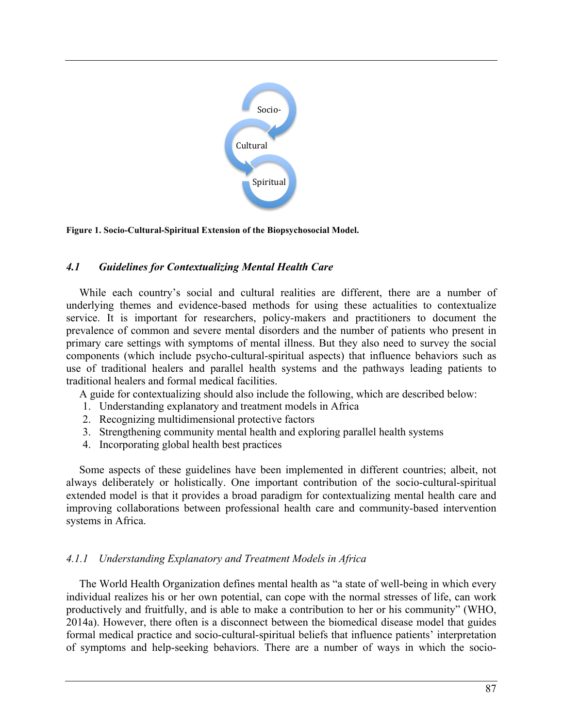Socio-

Cultural

Spiritual

**Figure 1. Socio-Cultural-Spiritual Extension of the Biopsychosocial Model.**

### *4.1 Guidelines for Contextualizing Mental Health Care*

While each country's social and cultural realities are different, there are a number of underlying themes and evidence-based methods for using these actualities to contextualize service. It is important for researchers, policy-makers and practitioners to document the prevalence of common and severe mental disorders and the number of patients who present in primary care settings with symptoms of mental illness. But they also need to survey the social components (which include psycho-cultural-spiritual aspects) that influence behaviors such as use of traditional healers and parallel health systems and the pathways leading patients to traditional healers and formal medical facilities.

A guide for contextualizing should also include the following, which are described below:

1. Understanding explanatory and treatment models in Africa
2. Recognizing multidimensional protective factors
3. Strengthening community mental health and exploring parallel health systems
4. Incorporating global health best practices

Some aspects of these guidelines have been implemented in different countries; albeit, not always deliberately or holistically. One important contribution of the socio-cultural-spiritual extended model is that it provides a broad paradigm for contextualizing mental health care and improving collaborations between professional health care and community-based intervention systems in Africa.

#### *4.1.1 Understanding Explanatory and Treatment Models in Africa*

The World Health Organization defines mental health as "a state of well-being in which every individual realizes his or her own potential, can cope with the normal stresses of life, can work productively and fruitfully, and is able to make a contribution to her or his community" (WHO, 2014a). However, there often is a disconnect between the biomedical disease model that guides formal medical practice and socio-cultural-spiritual beliefs that influence patients' interpretation of symptoms and help-seeking behaviors. There are a number of ways in which the socio-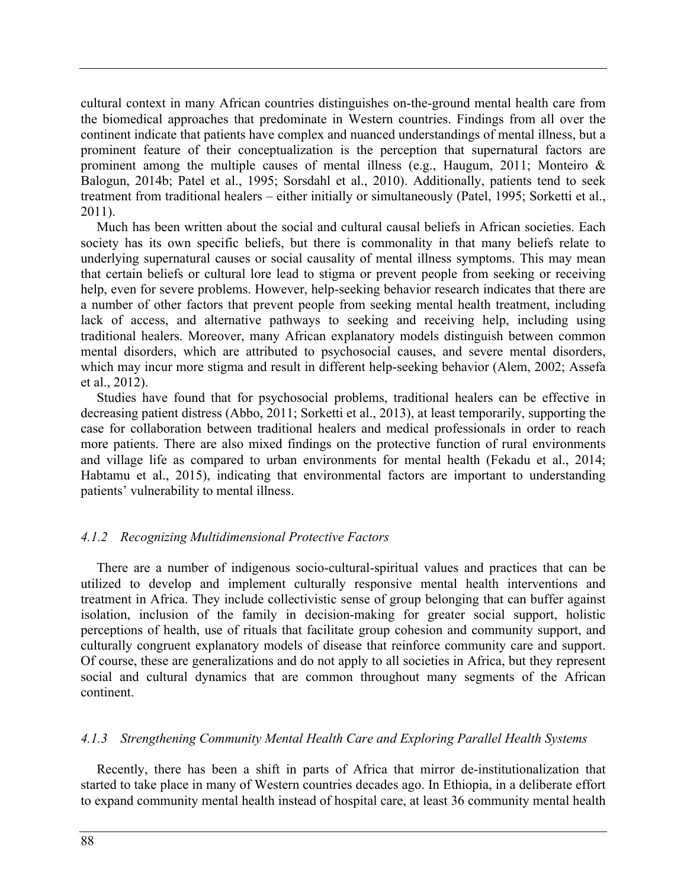cultural context in many African countries distinguishes on-the-ground mental health care from the biomedical approaches that predominate in Western countries. Findings from all over the continent indicate that patients have complex and nuanced understandings of mental illness, but a prominent feature of their conceptualization is the perception that supernatural factors are prominent among the multiple causes of mental illness (e.g., Haugum, 2011; Monteiro & Balogun, 2014b; Patel et al., 1995; Sorsdahl et al., 2010). Additionally, patients tend to seek treatment from traditional healers – either initially or simultaneously (Patel, 1995; Sorketti et al., 2011).

Much has been written about the social and cultural causal beliefs in African societies. Each society has its own specific beliefs, but there is commonality in that many beliefs relate to underlying supernatural causes or social causality of mental illness symptoms. This may mean that certain beliefs or cultural lore lead to stigma or prevent people from seeking or receiving help, even for severe problems. However, help-seeking behavior research indicates that there are a number of other factors that prevent people from seeking mental health treatment, including lack of access, and alternative pathways to seeking and receiving help, including using traditional healers. Moreover, many African explanatory models distinguish between common mental disorders, which are attributed to psychosocial causes, and severe mental disorders, which may incur more stigma and result in different help-seeking behavior (Alem, 2002; Assefa et al., 2012).

Studies have found that for psychosocial problems, traditional healers can be effective in decreasing patient distress (Abbo, 2011; Sorketti et al., 2013), at least temporarily, supporting the case for collaboration between traditional healers and medical professionals in order to reach more patients. There are also mixed findings on the protective function of rural environments and village life as compared to urban environments for mental health (Fekadu et al., 2014; Habtamu et al., 2015), indicating that environmental factors are important to understanding patients' vulnerability to mental illness.

#### *4.1.2 Recognizing Multidimensional Protective Factors*

There are a number of indigenous socio-cultural-spiritual values and practices that can be utilized to develop and implement culturally responsive mental health interventions and treatment in Africa. They include collectivistic sense of group belonging that can buffer against isolation, inclusion of the family in decision-making for greater social support, holistic perceptions of health, use of rituals that facilitate group cohesion and community support, and culturally congruent explanatory models of disease that reinforce community care and support. Of course, these are generalizations and do not apply to all societies in Africa, but they represent social and cultural dynamics that are common throughout many segments of the African continent.

#### *4.1.3 Strengthening Community Mental Health Care and Exploring Parallel Health Systems*

Recently, there has been a shift in parts of Africa that mirror de-institutionalization that started to take place in many of Western countries decades ago. In Ethiopia, in a deliberate effort to expand community mental health instead of hospital care, at least 36 community mental health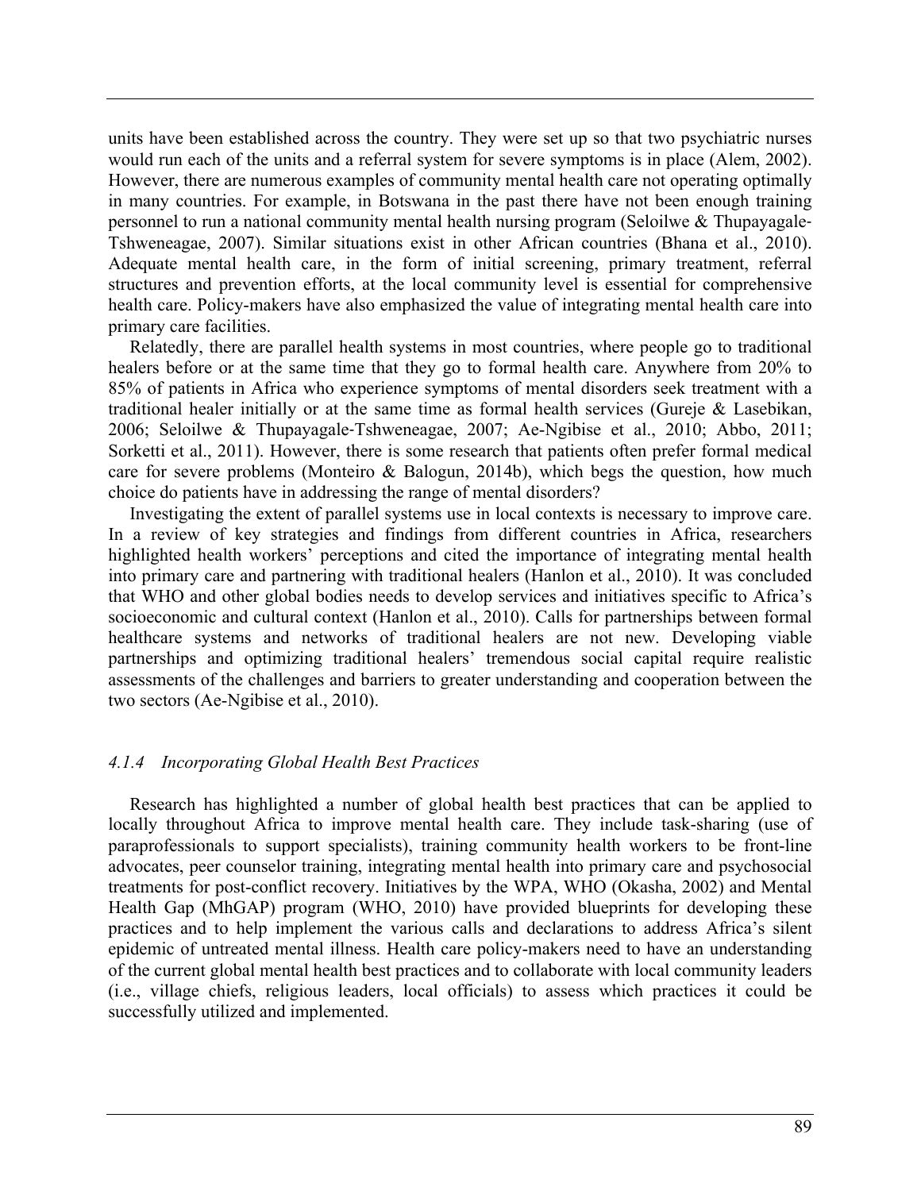units have been established across the country. They were set up so that two psychiatric nurses would run each of the units and a referral system for severe symptoms is in place (Alem, 2002). However, there are numerous examples of community mental health care not operating optimally in many countries. For example, in Botswana in the past there have not been enough training personnel to run a national community mental health nursing program (Seloilwe & Thupayagale-Tshweneagae, 2007). Similar situations exist in other African countries (Bhana et al., 2010). Adequate mental health care, in the form of initial screening, primary treatment, referral structures and prevention efforts, at the local community level is essential for comprehensive health care. Policy-makers have also emphasized the value of integrating mental health care into primary care facilities.

Relatedly, there are parallel health systems in most countries, where people go to traditional healers before or at the same time that they go to formal health care. Anywhere from 20% to 85% of patients in Africa who experience symptoms of mental disorders seek treatment with a traditional healer initially or at the same time as formal health services (Gureje & Lasebikan, 2006; Seloilwe & Thupayagale-Tshweneagae, 2007; Ae-Ngibise et al., 2010; Abbo, 2011; Sorketti et al., 2011). However, there is some research that patients often prefer formal medical care for severe problems (Monteiro & Balogun, 2014b), which begs the question, how much choice do patients have in addressing the range of mental disorders?

Investigating the extent of parallel systems use in local contexts is necessary to improve care. In a review of key strategies and findings from different countries in Africa, researchers highlighted health workers' perceptions and cited the importance of integrating mental health into primary care and partnering with traditional healers (Hanlon et al., 2010). It was concluded that WHO and other global bodies needs to develop services and initiatives specific to Africa's socioeconomic and cultural context (Hanlon et al., 2010). Calls for partnerships between formal healthcare systems and networks of traditional healers are not new. Developing viable partnerships and optimizing traditional healers' tremendous social capital require realistic assessments of the challenges and barriers to greater understanding and cooperation between the two sectors (Ae-Ngibise et al., 2010).

#### *4.1.4 Incorporating Global Health Best Practices*

Research has highlighted a number of global health best practices that can be applied to locally throughout Africa to improve mental health care. They include task-sharing (use of paraprofessionals to support specialists), training community health workers to be front-line advocates, peer counselor training, integrating mental health into primary care and psychosocial treatments for post-conflict recovery. Initiatives by the WPA, WHO (Okasha, 2002) and Mental Health Gap (MhGAP) program (WHO, 2010) have provided blueprints for developing these practices and to help implement the various calls and declarations to address Africa's silent epidemic of untreated mental illness. Health care policy-makers need to have an understanding of the current global mental health best practices and to collaborate with local community leaders (i.e., village chiefs, religious leaders, local officials) to assess which practices it could be successfully utilized and implemented.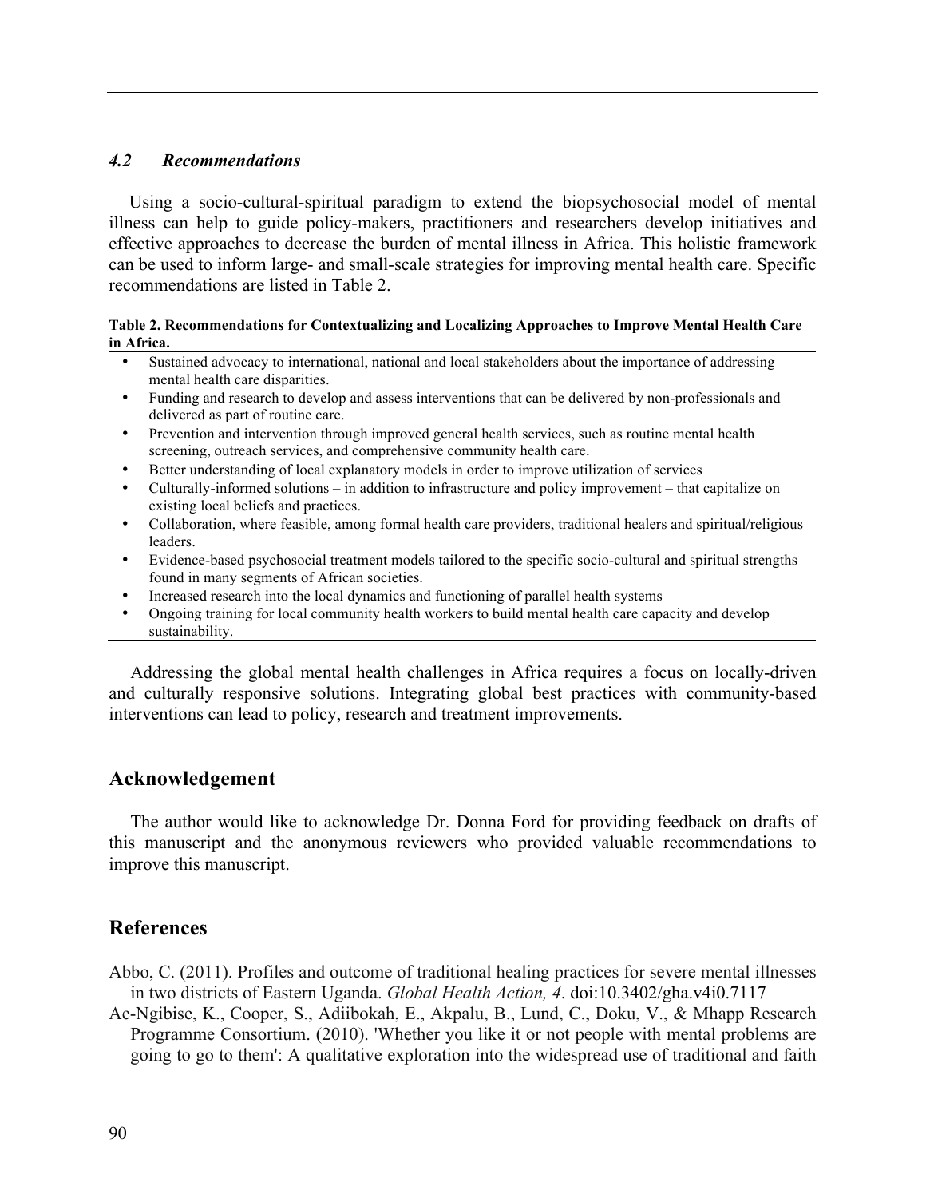### *4.2 Recommendations*

Using a socio-cultural-spiritual paradigm to extend the biopsychosocial model of mental illness can help to guide policy-makers, practitioners and researchers develop initiatives and effective approaches to decrease the burden of mental illness in Africa. This holistic framework can be used to inform large- and small-scale strategies for improving mental health care. Specific recommendations are listed in Table 2.

**Table 2. Recommendations for Contextualizing and Localizing Approaches to Improve Mental Health Care in Africa.**

- Sustained advocacy to international, national and local stakeholders about the importance of addressing mental health care disparities.
- Funding and research to develop and assess interventions that can be delivered by non-professionals and delivered as part of routine care.
- Prevention and intervention through improved general health services, such as routine mental health screening, outreach services, and comprehensive community health care.
- Better understanding of local explanatory models in order to improve utilization of services
- Culturally-informed solutions – in addition to infrastructure and policy improvement – that capitalize on existing local beliefs and practices.
- Collaboration, where feasible, among formal health care providers, traditional healers and spiritual/religious leaders.
- Evidence-based psychosocial treatment models tailored to the specific socio-cultural and spiritual strengths found in many segments of African societies.
- Increased research into the local dynamics and functioning of parallel health systems
- Ongoing training for local community health workers to build mental health care capacity and develop sustainability.

Addressing the global mental health challenges in Africa requires a focus on locally-driven and culturally responsive solutions. Integrating global best practices with community-based interventions can lead to policy, research and treatment improvements.

## Acknowledgement

The author would like to acknowledge Dr. Donna Ford for providing feedback on drafts of this manuscript and the anonymous reviewers who provided valuable recommendations to improve this manuscript.

## References

Abbo, C. (2011). Profiles and outcome of traditional healing practices for severe mental illnesses in two districts of Eastern Uganda. *Global Health Action, 4*. doi:10.3402/gha.v4i0.7117

Ae-Ngibise, K., Cooper, S., Adiibokah, E., Akpalu, B., Lund, C., Doku, V., & Mhapp Research Programme Consortium. (2010). 'Whether you like it or not people with mental problems are going to go to them': A qualitative exploration into the widespread use of traditional and faith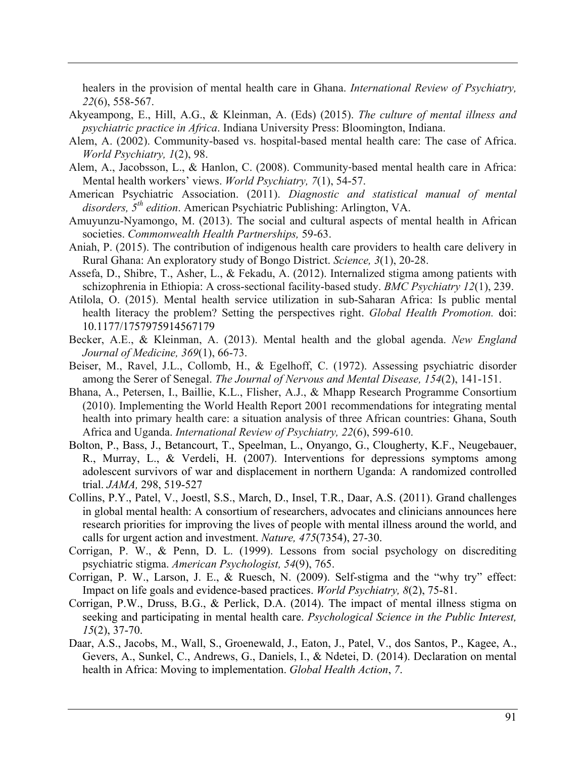healers in the provision of mental health care in Ghana. *International Review of Psychiatry, 22*(6), 558-567.

Akyeampong, E., Hill, A.G., & Kleinman, A. (Eds) (2015). *The culture of mental illness and psychiatric practice in Africa*. Indiana University Press: Bloomington, Indiana.

Alem, A. (2002). Community-based vs. hospital-based mental health care: The case of Africa. *World Psychiatry, 1*(2), 98.

Alem, A., Jacobsson, L., & Hanlon, C. (2008). Community-based mental health care in Africa: Mental health workers' views. *World Psychiatry, 7*(1), 54-57.

American Psychiatric Association. (2011). *Diagnostic and statistical manual of mental disorders, 5th edition*. American Psychiatric Publishing: Arlington, VA.

Amuyunzu-Nyamongo, M. (2013). The social and cultural aspects of mental health in African societies. *Commonwealth Health Partnerships,* 59-63.

Aniah, P. (2015). The contribution of indigenous health care providers to health care delivery in Rural Ghana: An exploratory study of Bongo District. *Science, 3*(1), 20-28.

Assefa, D., Shibre, T., Asher, L., & Fekadu, A. (2012). Internalized stigma among patients with schizophrenia in Ethiopia: A cross-sectional facility-based study. *BMC Psychiatry 12*(1), 239.

Atilola, O. (2015). Mental health service utilization in sub-Saharan Africa: Is public mental health literacy the problem? Setting the perspectives right. *Global Health Promotion.* doi: 10.1177/1757975914567179

Becker, A.E., & Kleinman, A. (2013). Mental health and the global agenda. *New England Journal of Medicine, 369*(1), 66-73.

Beiser, M., Ravel, J.L., Collomb, H., & Egelhoff, C. (1972). Assessing psychiatric disorder among the Serer of Senegal. *The Journal of Nervous and Mental Disease, 154*(2), 141-151.

Bhana, A., Petersen, I., Baillie, K.L., Flisher, A.J., & Mhapp Research Programme Consortium (2010). Implementing the World Health Report 2001 recommendations for integrating mental health into primary health care: a situation analysis of three African countries: Ghana, South Africa and Uganda. *International Review of Psychiatry, 22*(6), 599-610.

Bolton, P., Bass, J., Betancourt, T., Speelman, L., Onyango, G., Clougherty, K.F., Neugebauer, R., Murray, L., & Verdeli, H. (2007). Interventions for depressions symptoms among adolescent survivors of war and displacement in northern Uganda: A randomized controlled trial. *JAMA,* 298, 519-527

Collins, P.Y., Patel, V., Joestl, S.S., March, D., Insel, T.R., Daar, A.S. (2011). Grand challenges in global mental health: A consortium of researchers, advocates and clinicians announces here research priorities for improving the lives of people with mental illness around the world, and calls for urgent action and investment. *Nature, 475*(7354), 27-30.

Corrigan, P. W., & Penn, D. L. (1999). Lessons from social psychology on discrediting psychiatric stigma. *American Psychologist, 54*(9), 765.

Corrigan, P. W., Larson, J. E., & Ruesch, N. (2009). Self-stigma and the "why try" effect: Impact on life goals and evidence-based practices. *World Psychiatry, 8*(2), 75-81.

Corrigan, P.W., Druss, B.G., & Perlick, D.A. (2014). The impact of mental illness stigma on seeking and participating in mental health care. *Psychological Science in the Public Interest, 15*(2), 37-70.

Daar, A.S., Jacobs, M., Wall, S., Groenewald, J., Eaton, J., Patel, V., dos Santos, P., Kagee, A., Gevers, A., Sunkel, C., Andrews, G., Daniels, I., & Ndetei, D. (2014). Declaration on mental health in Africa: Moving to implementation. *Global Health Action*, *7*.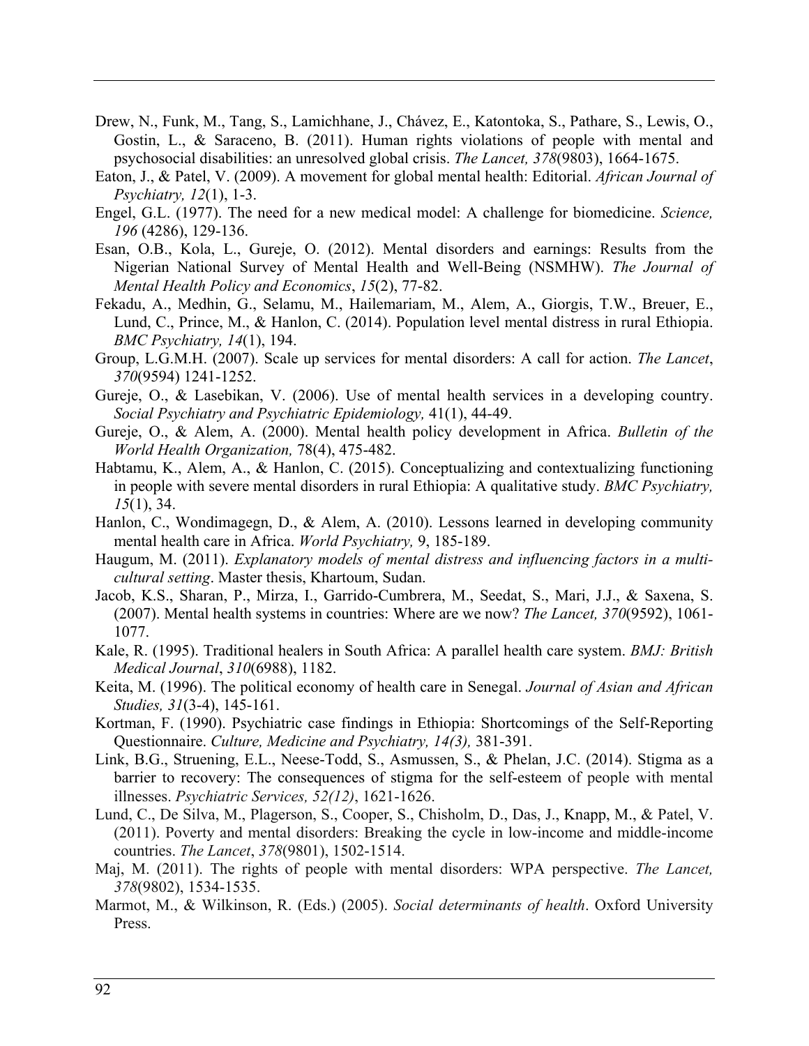Drew, N., Funk, M., Tang, S., Lamichhane, J., Chávez, E., Katontoka, S., Pathare, S., Lewis, O., Gostin, L., & Saraceno, B. (2011). Human rights violations of people with mental and psychosocial disabilities: an unresolved global crisis. *The Lancet, 378*(9803), 1664-1675.

Eaton, J., & Patel, V. (2009). A movement for global mental health: Editorial. *African Journal of Psychiatry, 12*(1), 1-3.

Engel, G.L. (1977). The need for a new medical model: A challenge for biomedicine. *Science, 196* (4286), 129-136.

Esan, O.B., Kola, L., Gureje, O. (2012). Mental disorders and earnings: Results from the Nigerian National Survey of Mental Health and Well-Being (NSMHW). *The Journal of Mental Health Policy and Economics*, *15*(2), 77-82.

Fekadu, A., Medhin, G., Selamu, M., Hailemariam, M., Alem, A., Giorgis, T.W., Breuer, E., Lund, C., Prince, M., & Hanlon, C. (2014). Population level mental distress in rural Ethiopia. *BMC Psychiatry, 14*(1), 194.

Group, L.G.M.H. (2007). Scale up services for mental disorders: A call for action. *The Lancet*, *370*(9594) 1241-1252.

Gureje, O., & Lasebikan, V. (2006). Use of mental health services in a developing country. *Social Psychiatry and Psychiatric Epidemiology,* 41(1), 44-49.

Gureje, O., & Alem, A. (2000). Mental health policy development in Africa. *Bulletin of the World Health Organization,* 78(4), 475-482.

Habtamu, K., Alem, A., & Hanlon, C. (2015). Conceptualizing and contextualizing functioning in people with severe mental disorders in rural Ethiopia: A qualitative study. *BMC Psychiatry, 15*(1), 34.

Hanlon, C., Wondimagegn, D., & Alem, A. (2010). Lessons learned in developing community mental health care in Africa. *World Psychiatry,* 9, 185-189.

Haugum, M. (2011). *Explanatory models of mental distress and influencing factors in a multi-cultural setting*. Master thesis, Khartoum, Sudan.

Jacob, K.S., Sharan, P., Mirza, I., Garrido-Cumbrera, M., Seedat, S., Mari, J.J., & Saxena, S. (2007). Mental health systems in countries: Where are we now? *The Lancet, 370*(9592), 1061-1077.

Kale, R. (1995). Traditional healers in South Africa: A parallel health care system. *BMJ: British Medical Journal*, *310*(6988), 1182.

Keita, M. (1996). The political economy of health care in Senegal. *Journal of Asian and African Studies, 31*(3-4), 145-161.

Kortman, F. (1990). Psychiatric case findings in Ethiopia: Shortcomings of the Self-Reporting Questionnaire. *Culture, Medicine and Psychiatry, 14(3),* 381-391.

Link, B.G., Struening, E.L., Neese-Todd, S., Asmussen, S., & Phelan, J.C. (2014). Stigma as a barrier to recovery: The consequences of stigma for the self-esteem of people with mental illnesses. *Psychiatric Services, 52(12)*, 1621-1626.

Lund, C., De Silva, M., Plagerson, S., Cooper, S., Chisholm, D., Das, J., Knapp, M., & Patel, V. (2011). Poverty and mental disorders: Breaking the cycle in low-income and middle-income countries. *The Lancet*, *378*(9801), 1502-1514.

Maj, M. (2011). The rights of people with mental disorders: WPA perspective. *The Lancet, 378*(9802), 1534-1535.

Marmot, M., & Wilkinson, R. (Eds.) (2005). *Social determinants of health*. Oxford University Press.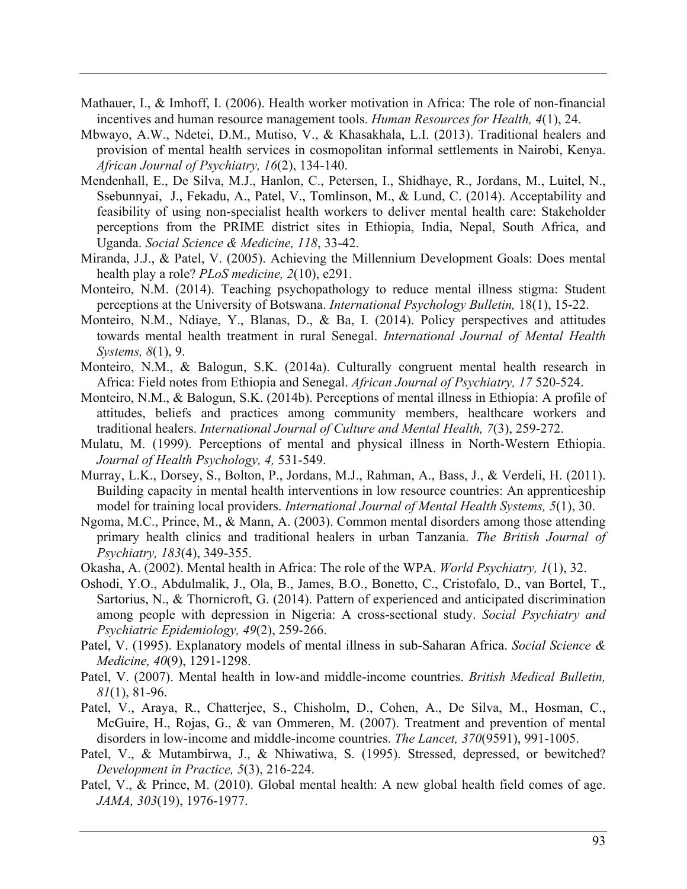Mathauer, I., & Imhoff, I. (2006). Health worker motivation in Africa: The role of non-financial incentives and human resource management tools. *Human Resources for Health, 4*(1), 24.

Mbwayo, A.W., Ndetei, D.M., Mutiso, V., & Khasakhala, L.I. (2013). Traditional healers and provision of mental health services in cosmopolitan informal settlements in Nairobi, Kenya. *African Journal of Psychiatry, 16*(2), 134-140.

Mendenhall, E., De Silva, M.J., Hanlon, C., Petersen, I., Shidhaye, R., Jordans, M., Luitel, N., Ssebunnyai, J., Fekadu, A., Patel, V., Tomlinson, M., & Lund, C. (2014). Acceptability and feasibility of using non-specialist health workers to deliver mental health care: Stakeholder perceptions from the PRIME district sites in Ethiopia, India, Nepal, South Africa, and Uganda. *Social Science & Medicine, 118*, 33-42.

Miranda, J.J., & Patel, V. (2005). Achieving the Millennium Development Goals: Does mental health play a role? *PLoS medicine, 2*(10), e291.

Monteiro, N.M. (2014). Teaching psychopathology to reduce mental illness stigma: Student perceptions at the University of Botswana. *International Psychology Bulletin,* 18(1), 15-22.

Monteiro, N.M., Ndiaye, Y., Blanas, D., & Ba, I. (2014). Policy perspectives and attitudes towards mental health treatment in rural Senegal. *International Journal of Mental Health Systems, 8*(1), 9.

Monteiro, N.M., & Balogun, S.K. (2014a). Culturally congruent mental health research in Africa: Field notes from Ethiopia and Senegal. *African Journal of Psychiatry, 17* 520-524.

Monteiro, N.M., & Balogun, S.K. (2014b). Perceptions of mental illness in Ethiopia: A profile of attitudes, beliefs and practices among community members, healthcare workers and traditional healers. *International Journal of Culture and Mental Health, 7*(3), 259-272.

Mulatu, M. (1999). Perceptions of mental and physical illness in North-Western Ethiopia. *Journal of Health Psychology, 4,* 531-549.

Murray, L.K., Dorsey, S., Bolton, P., Jordans, M.J., Rahman, A., Bass, J., & Verdeli, H. (2011). Building capacity in mental health interventions in low resource countries: An apprenticeship model for training local providers. *International Journal of Mental Health Systems, 5*(1), 30.

Ngoma, M.C., Prince, M., & Mann, A. (2003). Common mental disorders among those attending primary health clinics and traditional healers in urban Tanzania. *The British Journal of Psychiatry, 183*(4), 349-355.

Okasha, A. (2002). Mental health in Africa: The role of the WPA. *World Psychiatry, 1*(1), 32.

Oshodi, Y.O., Abdulmalik, J., Ola, B., James, B.O., Bonetto, C., Cristofalo, D., van Bortel, T., Sartorius, N., & Thornicroft, G. (2014). Pattern of experienced and anticipated discrimination among people with depression in Nigeria: A cross-sectional study. *Social Psychiatry and Psychiatric Epidemiology, 49*(2), 259-266.

Patel, V. (1995). Explanatory models of mental illness in sub-Saharan Africa. *Social Science & Medicine, 40*(9), 1291-1298.

Patel, V. (2007). Mental health in low-and middle-income countries. *British Medical Bulletin, 81*(1), 81-96.

Patel, V., Araya, R., Chatterjee, S., Chisholm, D., Cohen, A., De Silva, M., Hosman, C., McGuire, H., Rojas, G., & van Ommeren, M. (2007). Treatment and prevention of mental disorders in low-income and middle-income countries. *The Lancet, 370*(9591), 991-1005.

Patel, V., & Mutambirwa, J., & Nhiwatiwa, S. (1995). Stressed, depressed, or bewitched? *Development in Practice, 5*(3), 216-224.

Patel, V., & Prince, M. (2010). Global mental health: A new global health field comes of age. *JAMA, 303*(19), 1976-1977.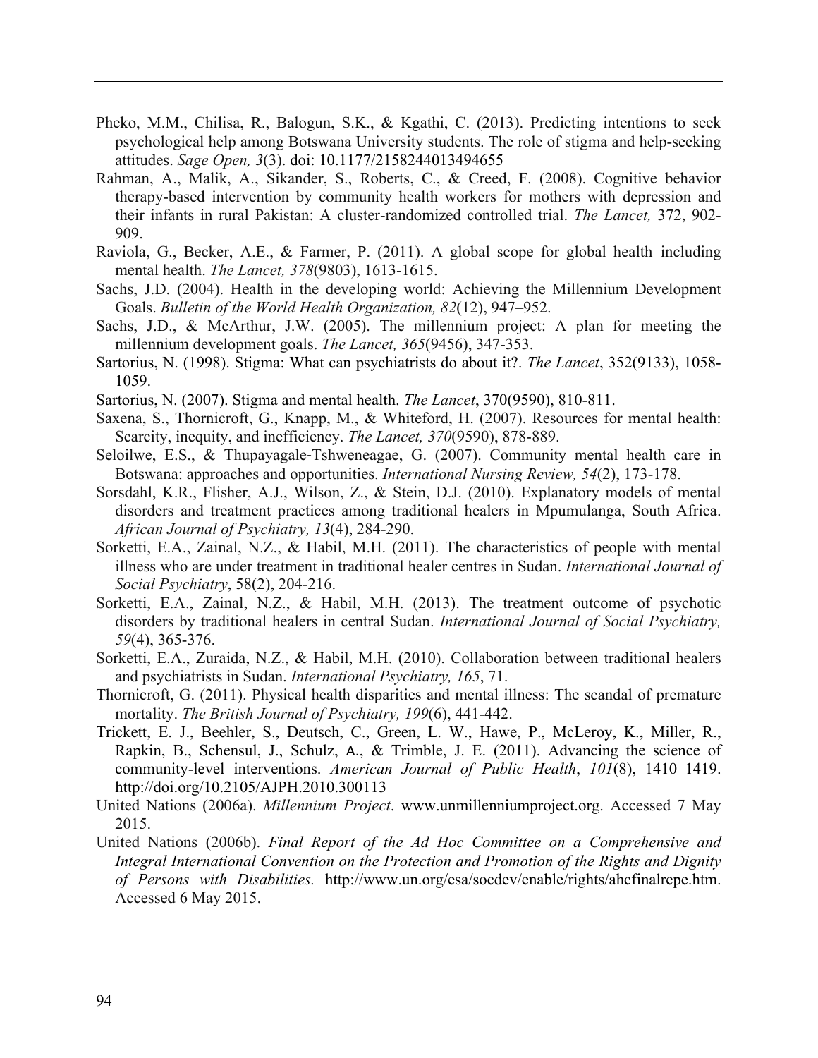Pheko, M.M., Chilisa, R., Balogun, S.K., & Kgathi, C. (2013). Predicting intentions to seek psychological help among Botswana University students. The role of stigma and help-seeking attitudes. *Sage Open, 3*(3). doi: 10.1177/2158244013494655

Rahman, A., Malik, A., Sikander, S., Roberts, C., & Creed, F. (2008). Cognitive behavior therapy-based intervention by community health workers for mothers with depression and their infants in rural Pakistan: A cluster-randomized controlled trial. *The Lancet,* 372, 902-909.

Raviola, G., Becker, A.E., & Farmer, P. (2011). A global scope for global health–including mental health. *The Lancet, 378*(9803), 1613-1615.

Sachs, J.D. (2004). Health in the developing world: Achieving the Millennium Development Goals. *Bulletin of the World Health Organization, 82*(12), 947–952.

Sachs, J.D., & McArthur, J.W. (2005). The millennium project: A plan for meeting the millennium development goals. *The Lancet, 365*(9456), 347-353.

Sartorius, N. (1998). Stigma: What can psychiatrists do about it?. *The Lancet*, 352(9133), 1058-1059.

Sartorius, N. (2007). Stigma and mental health. *The Lancet*, 370(9590), 810-811.

Saxena, S., Thornicroft, G., Knapp, M., & Whiteford, H. (2007). Resources for mental health: Scarcity, inequity, and inefficiency. *The Lancet, 370*(9590), 878-889.

Seloilwe, E.S., & Thupayagale-Tshweneagae, G. (2007). Community mental health care in Botswana: approaches and opportunities. *International Nursing Review, 54*(2), 173-178.

Sorsdahl, K.R., Flisher, A.J., Wilson, Z., & Stein, D.J. (2010). Explanatory models of mental disorders and treatment practices among traditional healers in Mpumulanga, South Africa. *African Journal of Psychiatry, 13*(4), 284-290.

Sorketti, E.A., Zainal, N.Z., & Habil, M.H. (2011). The characteristics of people with mental illness who are under treatment in traditional healer centres in Sudan. *International Journal of Social Psychiatry*, 58(2), 204-216.

Sorketti, E.A., Zainal, N.Z., & Habil, M.H. (2013). The treatment outcome of psychotic disorders by traditional healers in central Sudan. *International Journal of Social Psychiatry, 59*(4), 365-376.

Sorketti, E.A., Zuraida, N.Z., & Habil, M.H. (2010). Collaboration between traditional healers and psychiatrists in Sudan. *International Psychiatry, 165*, 71.

Thornicroft, G. (2011). Physical health disparities and mental illness: The scandal of premature mortality. *The British Journal of Psychiatry, 199*(6), 441-442.

Trickett, E. J., Beehler, S., Deutsch, C., Green, L. W., Hawe, P., McLeroy, K., Miller, R., Rapkin, B., Schensul, J., Schulz, A., & Trimble, J. E. (2011). Advancing the science of community-level interventions. *American Journal of Public Health*, *101*(8), 1410–1419. http://doi.org/10.2105/AJPH.2010.300113

United Nations (2006a). *Millennium Project*. www.unmillenniumproject.org. Accessed 7 May 2015.

United Nations (2006b). *Final Report of the Ad Hoc Committee on a Comprehensive and Integral International Convention on the Protection and Promotion of the Rights and Dignity of Persons with Disabilities.* http://www.un.org/esa/socdev/enable/rights/ahcfinalrepe.htm. Accessed 6 May 2015.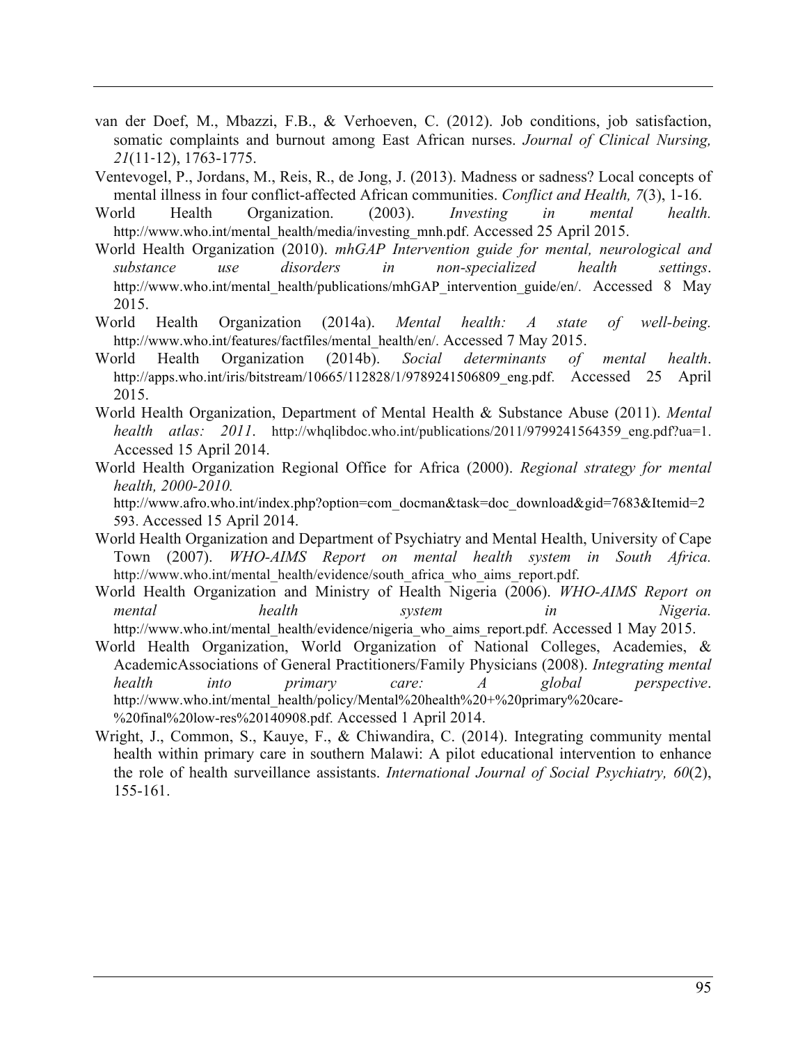van der Doef, M., Mbazzi, F.B., & Verhoeven, C. (2012). Job conditions, job satisfaction, somatic complaints and burnout among East African nurses. *Journal of Clinical Nursing, 21*(11-12), 1763-1775.

Ventevogel, P., Jordans, M., Reis, R., de Jong, J. (2013). Madness or sadness? Local concepts of mental illness in four conflict-affected African communities. *Conflict and Health, 7*(3), 1-16.

World Health Organization. (2003). *Investing in mental health.* http://www.who.int/mental_health/media/investing_mnh.pdf. Accessed 25 April 2015.

World Health Organization (2010). *mhGAP Intervention guide for mental, neurological and substance use disorders in non-specialized health settings*. http://www.who.int/mental_health/publications/mhGAP_intervention_guide/en/. Accessed 8 May 2015.

World Health Organization (2014a). *Mental health: A state of well-being.* http://www.who.int/features/factfiles/mental_health/en/. Accessed 7 May 2015.

World Health Organization (2014b). *Social determinants of mental health*. http://apps.who.int/iris/bitstream/10665/112828/1/9789241506809_eng.pdf. Accessed 25 April 2015.

World Health Organization, Department of Mental Health & Substance Abuse (2011). *Mental health atlas: 2011*. http://whqlibdoc.who.int/publications/2011/9799241564359_eng.pdf?ua=1. Accessed 15 April 2014.

World Health Organization Regional Office for Africa (2000). *Regional strategy for mental health, 2000-2010.* http://www.afro.who.int/index.php?option=com_docman&task=doc_download&gid=7683&Itemid=2593. Accessed 15 April 2014.

World Health Organization and Department of Psychiatry and Mental Health, University of Cape Town (2007). *WHO-AIMS Report on mental health system in South Africa.* http://www.who.int/mental_health/evidence/south_africa_who_aims_report.pdf.

World Health Organization and Ministry of Health Nigeria (2006). *WHO-AIMS Report on mental health system in Nigeria.* http://www.who.int/mental_health/evidence/nigeria_who_aims_report.pdf. Accessed 1 May 2015.

World Health Organization, World Organization of National Colleges, Academies, & AcademicAssociations of General Practitioners/Family Physicians (2008). *Integrating mental health into primary care: A global perspective*. http://www.who.int/mental_health/policy/Mental%20health%20+%20primary%20care-%20final%20low-res%20140908.pdf. Accessed 1 April 2014.

Wright, J., Common, S., Kauye, F., & Chiwandira, C. (2014). Integrating community mental health within primary care in southern Malawi: A pilot educational intervention to enhance the role of health surveillance assistants. *International Journal of Social Psychiatry, 60*(2), 155-161.